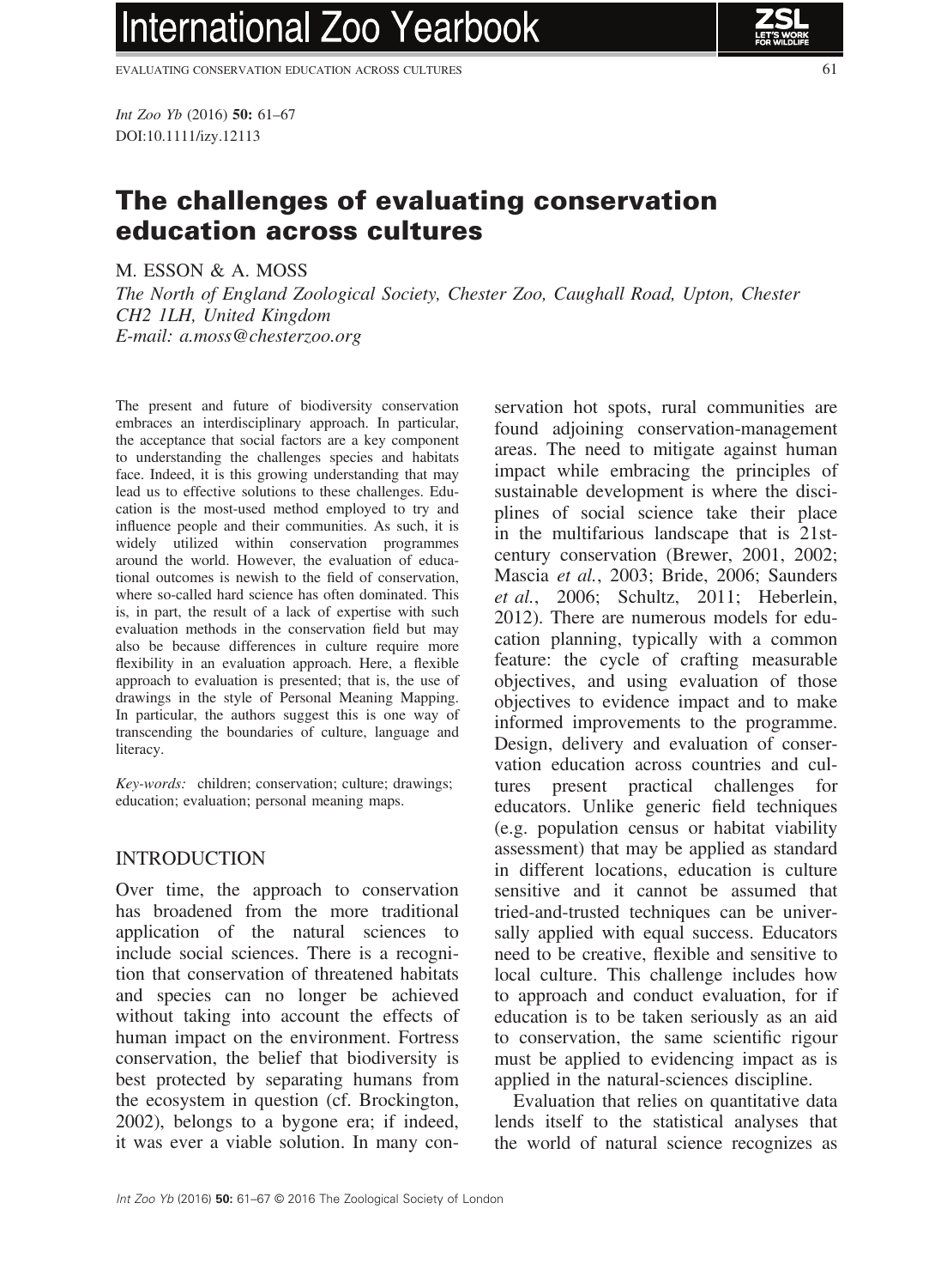*Int Zoo Yb* (2016) **50:** 61–67
DOI:10.1111/izy.12113

# The challenges of evaluating conservation education across cultures

M. ESSON & A. MOSS

*The North of England Zoological Society, Chester Zoo, Caughall Road, Upton, Chester CH2 1LH, United Kingdom*
*E-mail: a.moss@chesterzoo.org*

The present and future of biodiversity conservation embraces an interdisciplinary approach. In particular, the acceptance that social factors are a key component to understanding the challenges species and habitats face. Indeed, it is this growing understanding that may lead us to effective solutions to these challenges. Education is the most-used method employed to try and influence people and their communities. As such, it is widely utilized within conservation programmes around the world. However, the evaluation of educational outcomes is newish to the field of conservation, where so-called hard science has often dominated. This is, in part, the result of a lack of expertise with such evaluation methods in the conservation field but may also be because differences in culture require more flexibility in an evaluation approach. Here, a flexible approach to evaluation is presented; that is, the use of drawings in the style of Personal Meaning Mapping. In particular, the authors suggest this is one way of transcending the boundaries of culture, language and literacy.

*Key-words:* children; conservation; culture; drawings; education; evaluation; personal meaning maps.

## INTRODUCTION

Over time, the approach to conservation has broadened from the more traditional application of the natural sciences to include social sciences. There is a recognition that conservation of threatened habitats and species can no longer be achieved without taking into account the effects of human impact on the environment. Fortress conservation, the belief that biodiversity is best protected by separating humans from the ecosystem in question (cf. Brockington, 2002), belongs to a bygone era; if indeed, it was ever a viable solution. In many conservation hot spots, rural communities are found adjoining conservation-management areas. The need to mitigate against human impact while embracing the principles of sustainable development is where the disciplines of social science take their place in the multifarious landscape that is 21st-century conservation (Brewer, 2001, 2002; Mascia *et al.*, 2003; Bride, 2006; Saunders *et al.*, 2006; Schultz, 2011; Heberlein, 2012). There are numerous models for education planning, typically with a common feature: the cycle of crafting measurable objectives, and using evaluation of those objectives to evidence impact and to make informed improvements to the programme. Design, delivery and evaluation of conservation education across countries and cultures present practical challenges for educators. Unlike generic field techniques (e.g. population census or habitat viability assessment) that may be applied as standard in different locations, education is culture sensitive and it cannot be assumed that tried-and-trusted techniques can be universally applied with equal success. Educators need to be creative, flexible and sensitive to local culture. This challenge includes how to approach and conduct evaluation, for if education is to be taken seriously as an aid to conservation, the same scientific rigour must be applied to evidencing impact as is applied in the natural-sciences discipline.

Evaluation that relies on quantitative data lends itself to the statistical analyses that the world of natural science recognizes as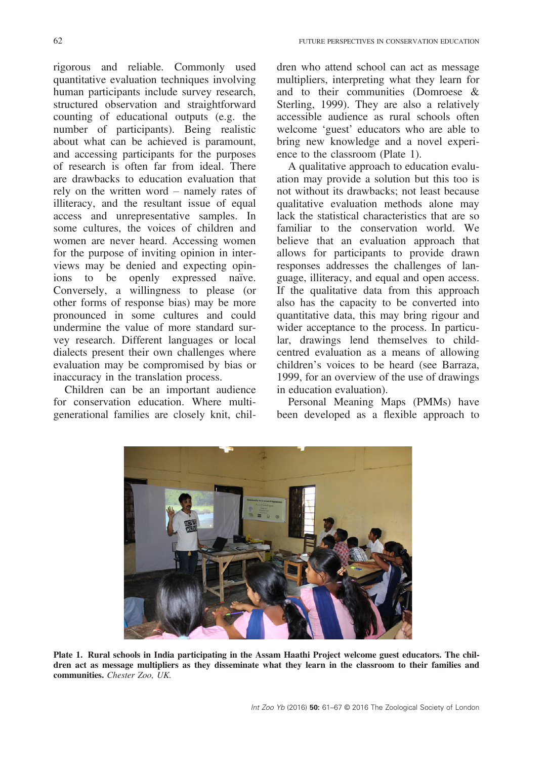rigorous and reliable. Commonly used quantitative evaluation techniques involving human participants include survey research, structured observation and straightforward counting of educational outputs (e.g. the number of participants). Being realistic about what can be achieved is paramount, and accessing participants for the purposes of research is often far from ideal. There are drawbacks to education evaluation that rely on the written word – namely rates of illiteracy, and the resultant issue of equal access and unrepresentative samples. In some cultures, the voices of children and women are never heard. Accessing women for the purpose of inviting opinion in interviews may be denied and expecting opinions to be openly expressed naïve. Conversely, a willingness to please (or other forms of response bias) may be more pronounced in some cultures and could undermine the value of more standard survey research. Different languages or local dialects present their own challenges where evaluation may be compromised by bias or inaccuracy in the translation process.

Children can be an important audience for conservation education. Where multigenerational families are closely knit, children who attend school can act as message multipliers, interpreting what they learn for and to their communities (Domroese & Sterling, 1999). They are also a relatively accessible audience as rural schools often welcome 'guest' educators who are able to bring new knowledge and a novel experience to the classroom (Plate 1).

A qualitative approach to education evaluation may provide a solution but this too is not without its drawbacks; not least because qualitative evaluation methods alone may lack the statistical characteristics that are so familiar to the conservation world. We believe that an evaluation approach that allows for participants to provide drawn responses addresses the challenges of language, illiteracy, and equal and open access. If the qualitative data from this approach also has the capacity to be converted into quantitative data, this may bring rigour and wider acceptance to the process. In particular, drawings lend themselves to child-centred evaluation as a means of allowing children's voices to be heard (see Barraza, 1999, for an overview of the use of drawings in education evaluation).

Personal Meaning Maps (PMMs) have been developed as a flexible approach to

**Plate 1. Rural schools in India participating in the Assam Haathi Project welcome guest educators. The children act as message multipliers as they disseminate what they learn in the classroom to their families and communities.** *Chester Zoo, UK.*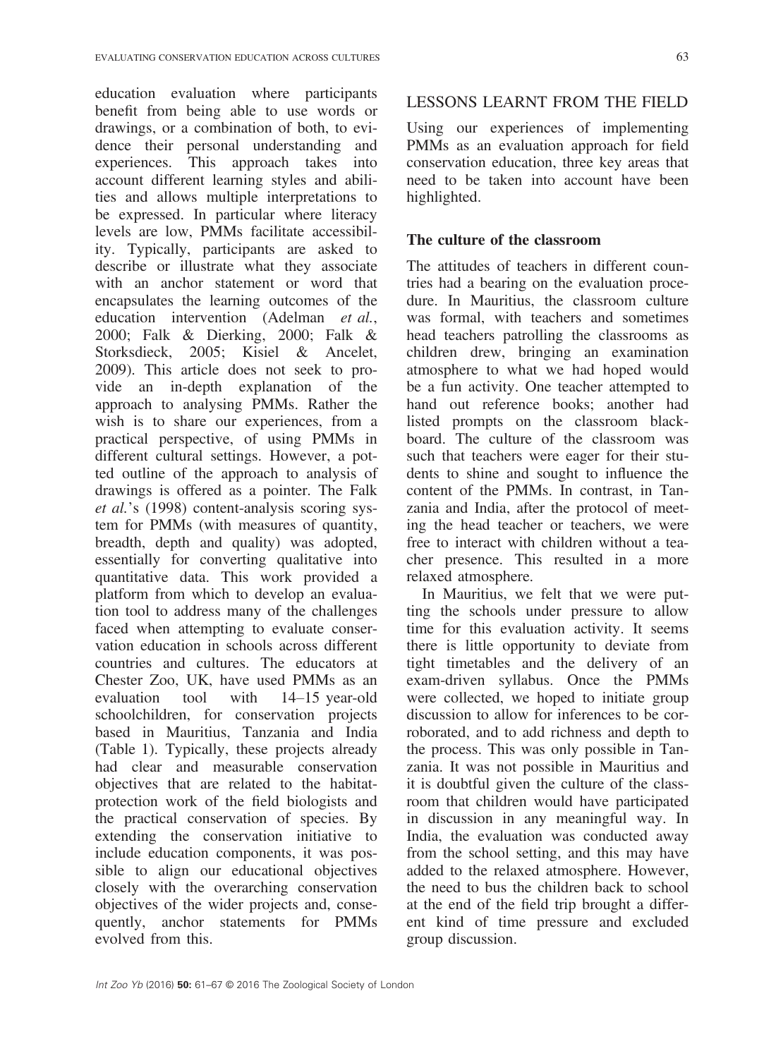education evaluation where participants benefit from being able to use words or drawings, or a combination of both, to evidence their personal understanding and experiences. This approach takes into account different learning styles and abilities and allows multiple interpretations to be expressed. In particular where literacy levels are low, PMMs facilitate accessibility. Typically, participants are asked to describe or illustrate what they associate with an anchor statement or word that encapsulates the learning outcomes of the education intervention (Adelman *et al.*, 2000; Falk & Dierking, 2000; Falk & Storksdieck, 2005; Kisiel & Ancelet, 2009). This article does not seek to provide an in-depth explanation of the approach to analysing PMMs. Rather the wish is to share our experiences, from a practical perspective, of using PMMs in different cultural settings. However, a potted outline of the approach to analysis of drawings is offered as a pointer. The Falk *et al.*'s (1998) content-analysis scoring system for PMMs (with measures of quantity, breadth, depth and quality) was adopted, essentially for converting qualitative into quantitative data. This work provided a platform from which to develop an evaluation tool to address many of the challenges faced when attempting to evaluate conservation education in schools across different countries and cultures. The educators at Chester Zoo, UK, have used PMMs as an evaluation tool with 14–15 year-old schoolchildren, for conservation projects based in Mauritius, Tanzania and India (Table 1). Typically, these projects already had clear and measurable conservation objectives that are related to the habitat-protection work of the field biologists and the practical conservation of species. By extending the conservation initiative to include education components, it was possible to align our educational objectives closely with the overarching conservation objectives of the wider projects and, consequently, anchor statements for PMMs evolved from this.

## LESSONS LEARNT FROM THE FIELD

Using our experiences of implementing PMMs as an evaluation approach for field conservation education, three key areas that need to be taken into account have been highlighted.

### The culture of the classroom

The attitudes of teachers in different countries had a bearing on the evaluation procedure. In Mauritius, the classroom culture was formal, with teachers and sometimes head teachers patrolling the classrooms as children drew, bringing an examination atmosphere to what we had hoped would be a fun activity. One teacher attempted to hand out reference books; another had listed prompts on the classroom blackboard. The culture of the classroom was such that teachers were eager for their students to shine and sought to influence the content of the PMMs. In contrast, in Tanzania and India, after the protocol of meeting the head teacher or teachers, we were free to interact with children without a teacher presence. This resulted in a more relaxed atmosphere.

In Mauritius, we felt that we were putting the schools under pressure to allow time for this evaluation activity. It seems there is little opportunity to deviate from tight timetables and the delivery of an exam-driven syllabus. Once the PMMs were collected, we hoped to initiate group discussion to allow for inferences to be corroborated, and to add richness and depth to the process. This was only possible in Tanzania. It was not possible in Mauritius and it is doubtful given the culture of the classroom that children would have participated in discussion in any meaningful way. In India, the evaluation was conducted away from the school setting, and this may have added to the relaxed atmosphere. However, the need to bus the children back to school at the end of the field trip brought a different kind of time pressure and excluded group discussion.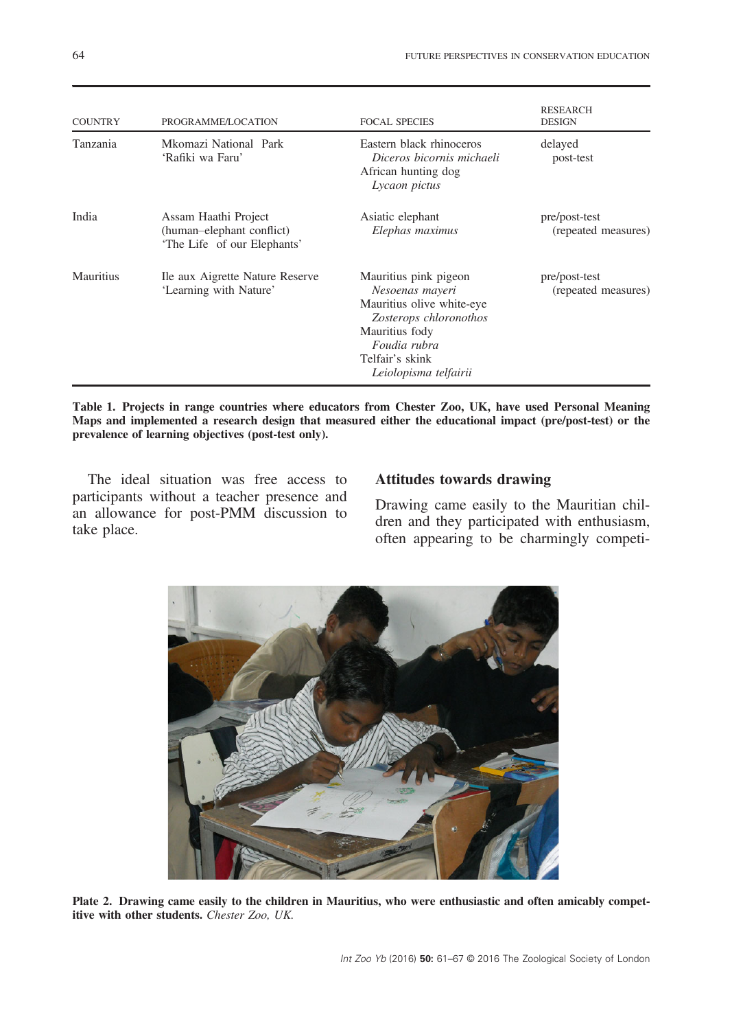| COUNTRY | PROGRAMME/LOCATION | FOCAL SPECIES | RESEARCH DESIGN |
|---|---|---|---|
| Tanzania | Mkomazi National Park 'Rafiki wa Faru' | Eastern black rhinoceros *Diceros bicornis michaeli* African hunting dog *Lycaon pictus* | delayed post-test |
| India | Assam Haathi Project (human–elephant conflict) 'The Life of our Elephants' | Asiatic elephant *Elephas maximus* | pre/post-test (repeated measures) |
| Mauritius | Ile aux Aigrette Nature Reserve 'Learning with Nature' | Mauritius pink pigeon *Nesoenas mayeri* Mauritius olive white-eye *Zosterops chloronothos* Mauritius fody *Foudia rubra* Telfair's skink *Leiolopisma telfairii* | pre/post-test (repeated measures) |

**Table 1. Projects in range countries where educators from Chester Zoo, UK, have used Personal Meaning Maps and implemented a research design that measured either the educational impact (pre/post-test) or the prevalence of learning objectives (post-test only).**

The ideal situation was free access to participants without a teacher presence and an allowance for post-PMM discussion to take place.

## Attitudes towards drawing

Drawing came easily to the Mauritian children and they participated with enthusiasm, often appearing to be charmingly competi-

**Plate 2. Drawing came easily to the children in Mauritius, who were enthusiastic and often amicably competitive with other students.** *Chester Zoo, UK.*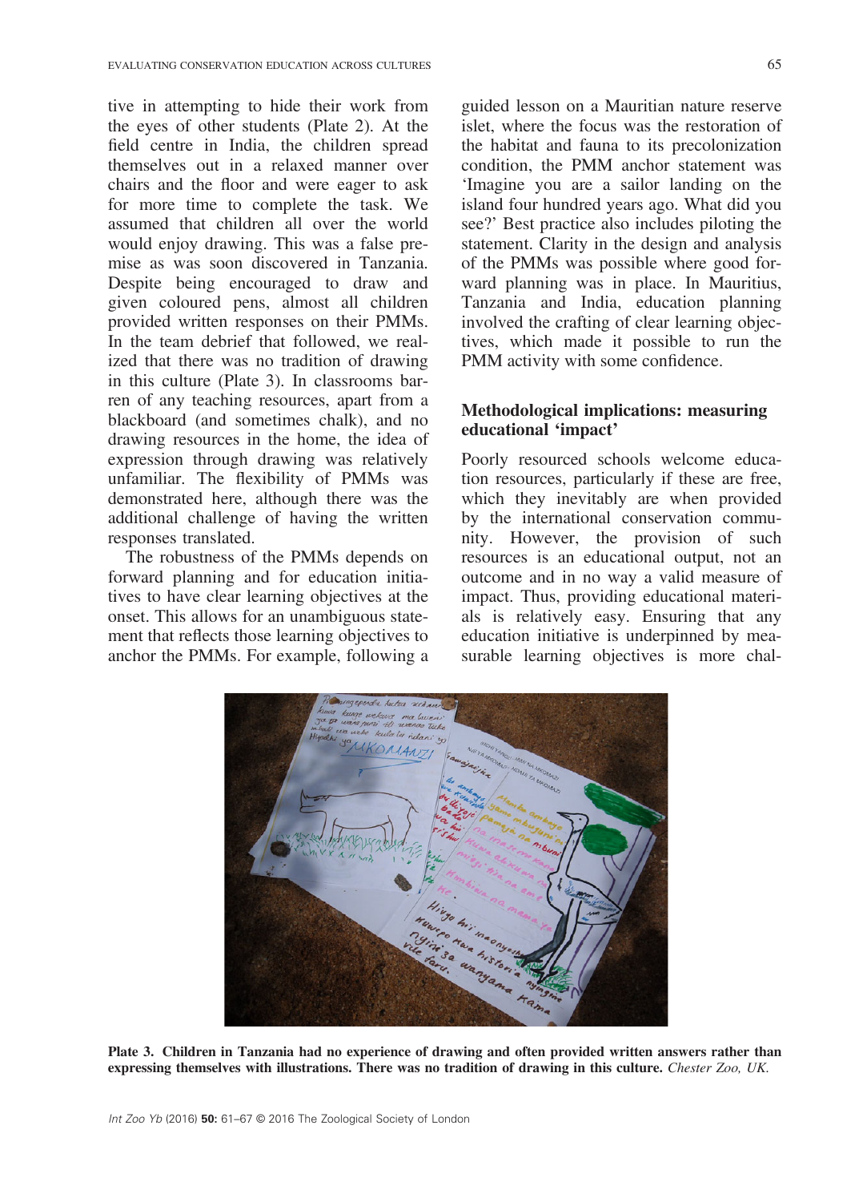tive in attempting to hide their work from the eyes of other students (Plate 2). At the field centre in India, the children spread themselves out in a relaxed manner over chairs and the floor and were eager to ask for more time to complete the task. We assumed that children all over the world would enjoy drawing. This was a false premise as was soon discovered in Tanzania. Despite being encouraged to draw and given coloured pens, almost all children provided written responses on their PMMs. In the team debrief that followed, we realized that there was no tradition of drawing in this culture (Plate 3). In classrooms barren of any teaching resources, apart from a blackboard (and sometimes chalk), and no drawing resources in the home, the idea of expression through drawing was relatively unfamiliar. The flexibility of PMMs was demonstrated here, although there was the additional challenge of having the written responses translated.

The robustness of the PMMs depends on forward planning and for education initiatives to have clear learning objectives at the onset. This allows for an unambiguous statement that reflects those learning objectives to anchor the PMMs. For example, following a guided lesson on a Mauritian nature reserve islet, where the focus was the restoration of the habitat and fauna to its precolonization condition, the PMM anchor statement was 'Imagine you are a sailor landing on the island four hundred years ago. What did you see?' Best practice also includes piloting the statement. Clarity in the design and analysis of the PMMs was possible where good forward planning was in place. In Mauritius, Tanzania and India, education planning involved the crafting of clear learning objectives, which made it possible to run the PMM activity with some confidence.

## Methodological implications: measuring educational 'impact'

Poorly resourced schools welcome education resources, particularly if these are free, which they inevitably are when provided by the international conservation community. However, the provision of such resources is an educational output, not an outcome and in no way a valid measure of impact. Thus, providing educational materials is relatively easy. Ensuring that any education initiative is underpinned by measurable learning objectives is more chal-

**Plate 3. Children in Tanzania had no experience of drawing and often provided written answers rather than expressing themselves with illustrations. There was no tradition of drawing in this culture.** *Chester Zoo, UK.*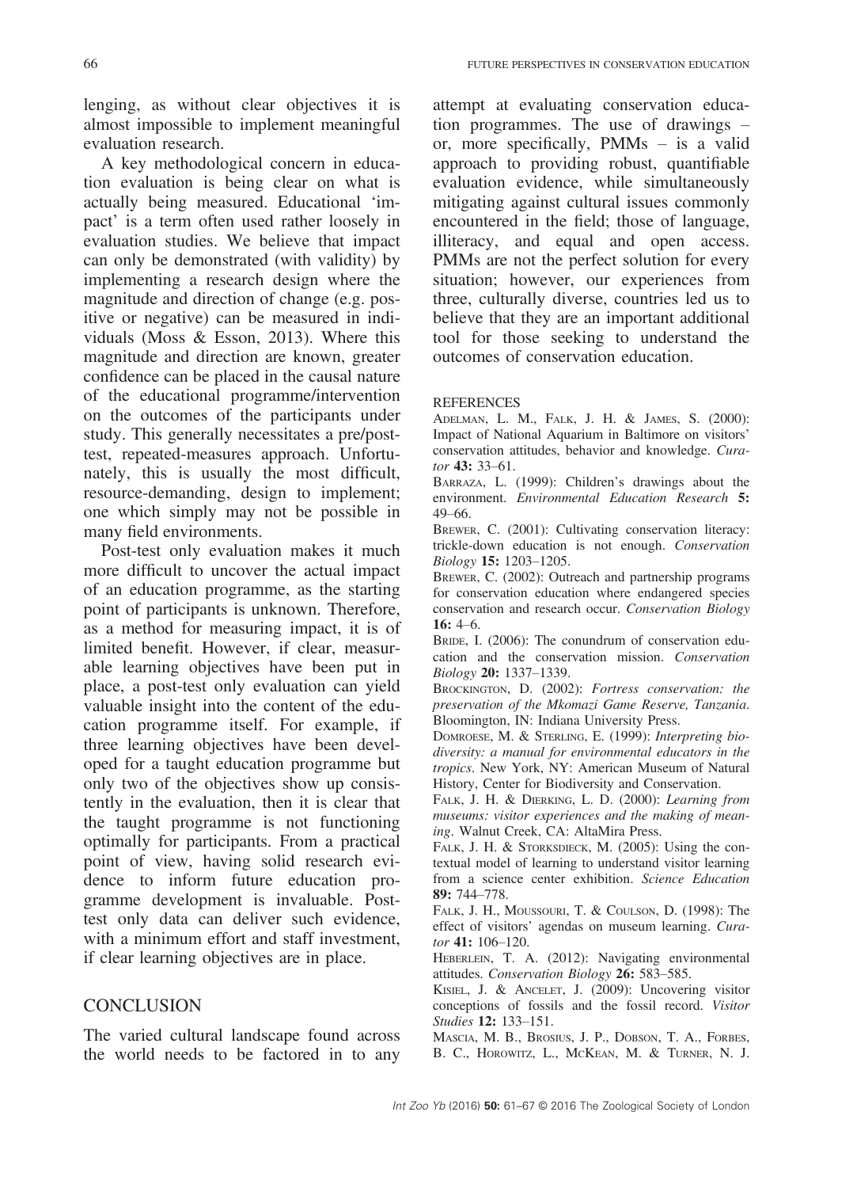lenging, as without clear objectives it is almost impossible to implement meaningful evaluation research.

A key methodological concern in education evaluation is being clear on what is actually being measured. Educational 'impact' is a term often used rather loosely in evaluation studies. We believe that impact can only be demonstrated (with validity) by implementing a research design where the magnitude and direction of change (e.g. positive or negative) can be measured in individuals (Moss & Esson, 2013). Where this magnitude and direction are known, greater confidence can be placed in the causal nature of the educational programme/intervention on the outcomes of the participants under study. This generally necessitates a pre/post-test, repeated-measures approach. Unfortunately, this is usually the most difficult, resource-demanding, design to implement; one which simply may not be possible in many field environments.

Post-test only evaluation makes it much more difficult to uncover the actual impact of an education programme, as the starting point of participants is unknown. Therefore, as a method for measuring impact, it is of limited benefit. However, if clear, measurable learning objectives have been put in place, a post-test only evaluation can yield valuable insight into the content of the education programme itself. For example, if three learning objectives have been developed for a taught education programme but only two of the objectives show up consistently in the evaluation, then it is clear that the taught programme is not functioning optimally for participants. From a practical point of view, having solid research evidence to inform future education programme development is invaluable. Post-test only data can deliver such evidence, with a minimum effort and staff investment, if clear learning objectives are in place.

## CONCLUSION

The varied cultural landscape found across the world needs to be factored in to any attempt at evaluating conservation education programmes. The use of drawings – or, more specifically, PMMs – is a valid approach to providing robust, quantifiable evaluation evidence, while simultaneously mitigating against cultural issues commonly encountered in the field; those of language, illiteracy, and equal and open access. PMMs are not the perfect solution for every situation; however, our experiences from three, culturally diverse, countries led us to believe that they are an important additional tool for those seeking to understand the outcomes of conservation education.

## REFERENCES

Adelman, L. M., Falk, J. H. & James, S. (2000): Impact of National Aquarium in Baltimore on visitors' conservation attitudes, behavior and knowledge. *Curator* **43:** 33–61.

Barraza, L. (1999): Children's drawings about the environment. *Environmental Education Research* **5:** 49–66.

Brewer, C. (2001): Cultivating conservation literacy: trickle-down education is not enough. *Conservation Biology* **15:** 1203–1205.

Brewer, C. (2002): Outreach and partnership programs for conservation education where endangered species conservation and research occur. *Conservation Biology* **16:** 4–6.

Bride, I. (2006): The conundrum of conservation education and the conservation mission. *Conservation Biology* **20:** 1337–1339.

Brockington, D. (2002): *Fortress conservation: the preservation of the Mkomazi Game Reserve, Tanzania*. Bloomington, IN: Indiana University Press.

Domroese, M. & Sterling, E. (1999): *Interpreting biodiversity: a manual for environmental educators in the tropics*. New York, NY: American Museum of Natural History, Center for Biodiversity and Conservation.

Falk, J. H. & Dierking, L. D. (2000): *Learning from museums: visitor experiences and the making of meaning*. Walnut Creek, CA: AltaMira Press.

Falk, J. H. & Storksdieck, M. (2005): Using the contextual model of learning to understand visitor learning from a science center exhibition. *Science Education* **89:** 744–778.

Falk, J. H., Moussouri, T. & Coulson, D. (1998): The effect of visitors' agendas on museum learning. *Curator* **41:** 106–120.

Heberlein, T. A. (2012): Navigating environmental attitudes. *Conservation Biology* **26:** 583–585.

Kisiel, J. & Ancelet, J. (2009): Uncovering visitor conceptions of fossils and the fossil record. *Visitor Studies* **12:** 133–151.

Mascia, M. B., Brosius, J. P., Dobson, T. A., Forbes, B. C., Horowitz, L., McKean, M. & Turner, N. J.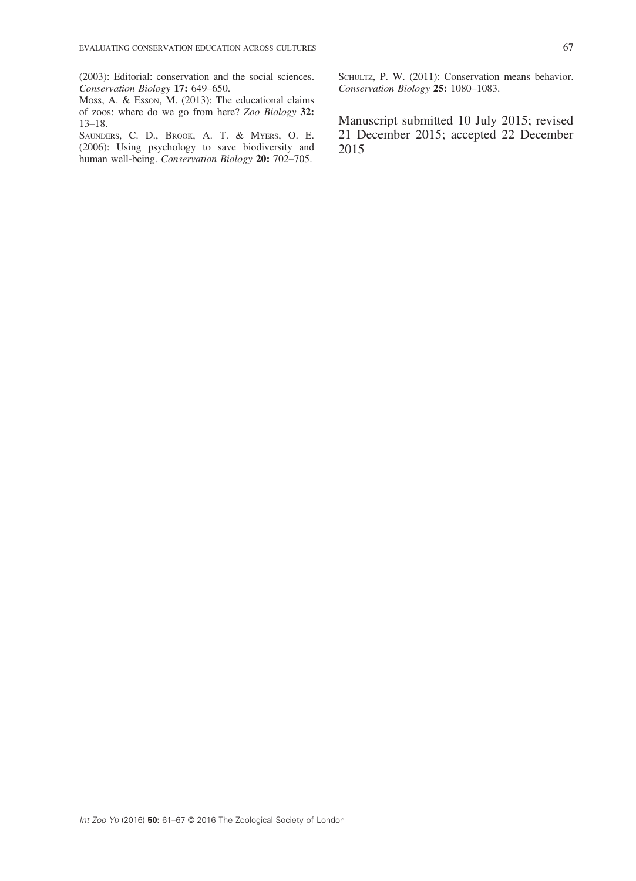(2003): Editorial: conservation and the social sciences. *Conservation Biology* **17:** 649–650.

Moss, A. & Esson, M. (2013): The educational claims of zoos: where do we go from here? *Zoo Biology* **32:** 13–18.

Saunders, C. D., Brook, A. T. & Myers, O. E. (2006): Using psychology to save biodiversity and human well-being. *Conservation Biology* **20:** 702–705.

Schultz, P. W. (2011): Conservation means behavior. *Conservation Biology* **25:** 1080–1083.

Manuscript submitted 10 July 2015; revised 21 December 2015; accepted 22 December 2015